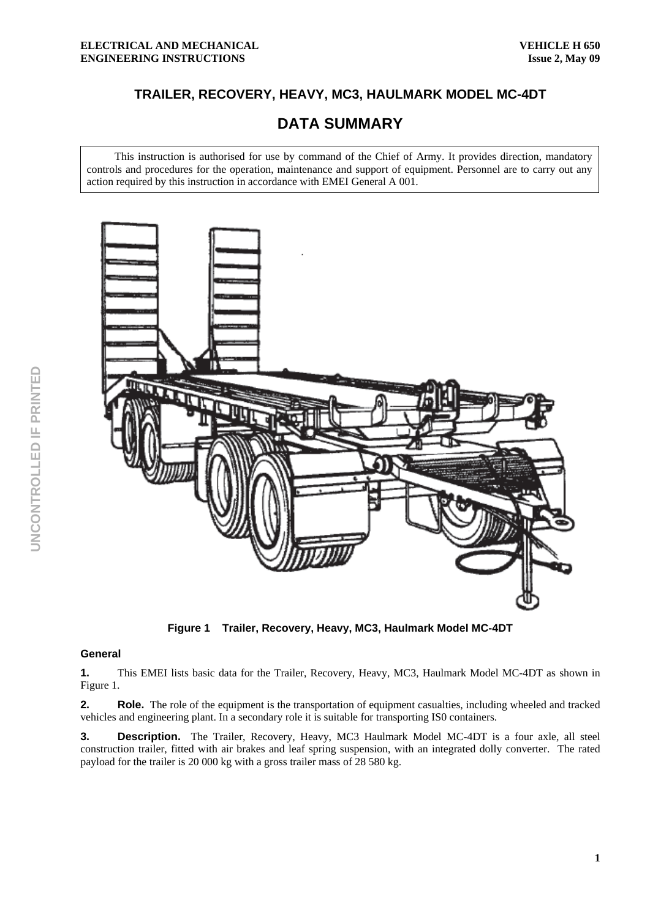# TRAILER, RECOVERY, HEAVY, MC3, HAULMARK MODEL MC-4DT

## DATA SUMMARY

This instruction is authorised for use by command of the Chief of Army. It provides direction, mandatory controls and procedures for the operation, maintenance and support of equipment. Personnel are to carry out any action required by this instruction in accordance with EMEI General A 001.

**Figure 1 Trailer, Recovery, Heavy, MC3, Haulmark Model MC-4DT**

### General

**1.** This EMEI lists basic data for the Trailer, Recovery, Heavy, MC3, Haulmark Model MC-4DT as shown in Figure 1.

**2. Role.** The role of the equipment is the transportation of equipment casualties, including wheeled and tracked vehicles and engineering plant. In a secondary role it is suitable for transporting IS0 containers.

**3. Description.** The Trailer, Recovery, Heavy, MC3 Haulmark Model MC-4DT is a four axle, all steel construction trailer, fitted with air brakes and leaf spring suspension, with an integrated dolly converter. The rated payload for the trailer is 20 000 kg with a gross trailer mass of 28 580 kg.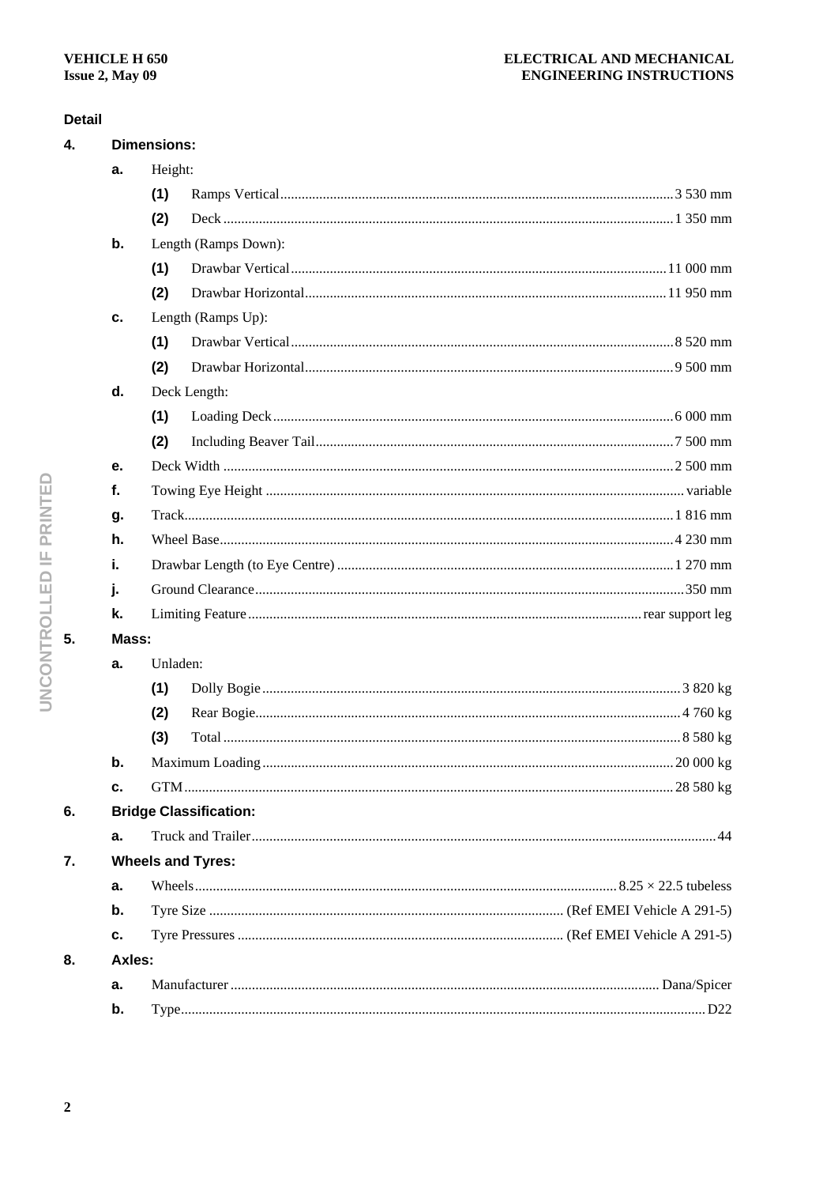**Detail**

**4. Dimensions:**

- **a.** Height:
  - **(1)** Ramps Vertical ........ 3 530 mm
  - **(2)** Deck ........ 1 350 mm
- **b.** Length (Ramps Down):
  - **(1)** Drawbar Vertical ........ 11 000 mm
  - **(2)** Drawbar Horizontal ........ 11 950 mm
- **c.** Length (Ramps Up):
  - **(1)** Drawbar Vertical ........ 8 520 mm
  - **(2)** Drawbar Horizontal ........ 9 500 mm
- **d.** Deck Length:
  - **(1)** Loading Deck ........ 6 000 mm
  - **(2)** Including Beaver Tail ........ 7 500 mm
- **e.** Deck Width ........ 2 500 mm
- **f.** Towing Eye Height ........ variable
- **g.** Track ........ 1 816 mm
- **h.** Wheel Base ........ 4 230 mm
- **i.** Drawbar Length (to Eye Centre) ........ 1 270 mm
- **j.** Ground Clearance ........ 350 mm
- **k.** Limiting Feature ........ rear support leg

**5. Mass:**

- **a.** Unladen:
  - **(1)** Dolly Bogie ........ 3 820 kg
  - **(2)** Rear Bogie ........ 4 760 kg
  - **(3)** Total ........ 8 580 kg
- **b.** Maximum Loading ........ 20 000 kg
- **c.** GTM ........ 28 580 kg

**6. Bridge Classification:**

- **a.** Truck and Trailer ........ 44

**7. Wheels and Tyres:**

- **a.** Wheels ........ 8.25 × 22.5 tubeless
- **b.** Tyre Size ........ (Ref EMEI Vehicle A 291-5)
- **c.** Tyre Pressures ........ (Ref EMEI Vehicle A 291-5)

**8. Axles:**

- **a.** Manufacturer ........ Dana/Spicer
- **b.** Type ........ D22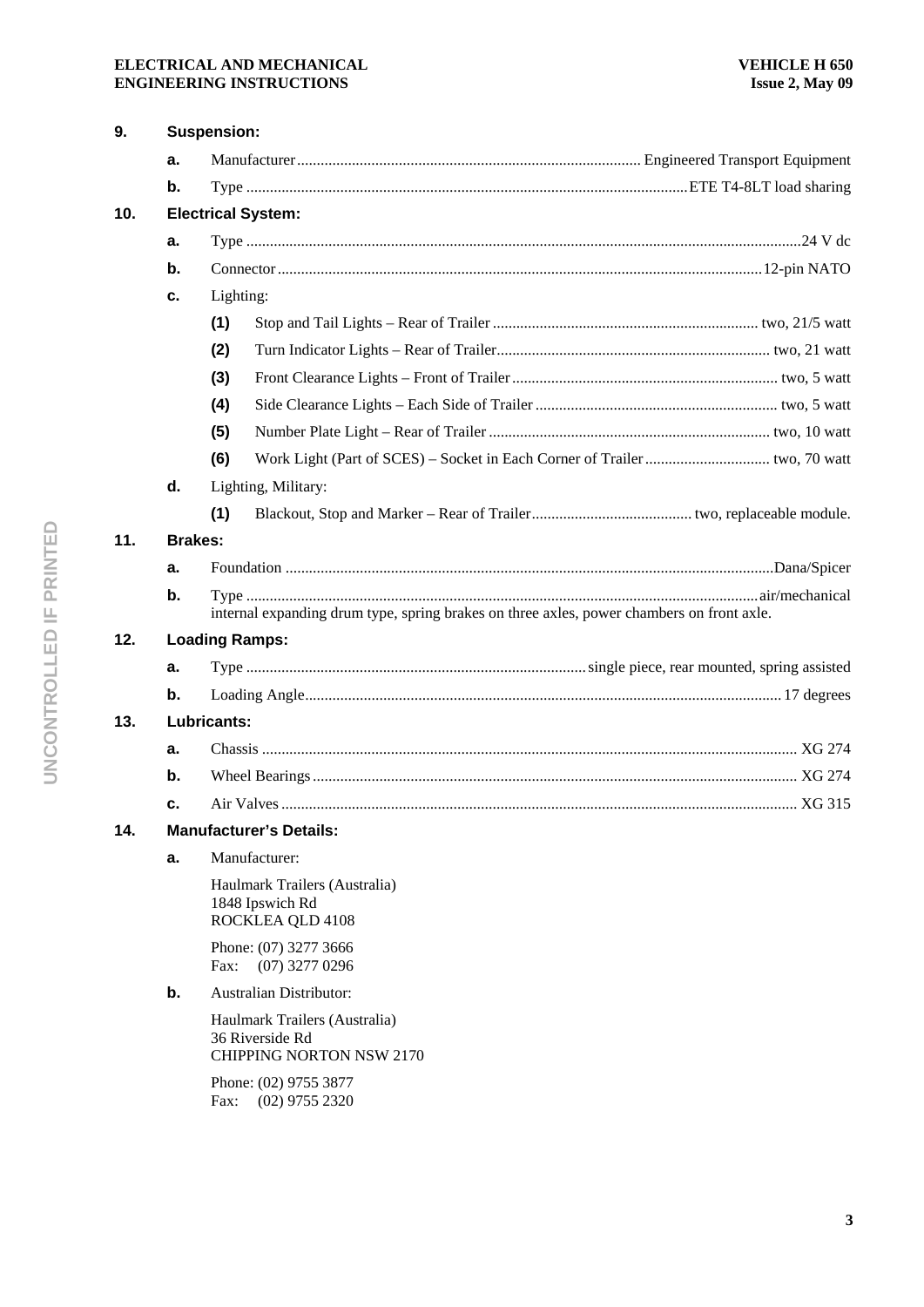**9. Suspension:**

- **a.** Manufacturer ........ Engineered Transport Equipment
- **b.** Type ........ ETE T4-8LT load sharing

**10. Electrical System:**

- **a.** Type ........ 24 V dc
- **b.** Connector ........ 12-pin NATO
- **c.** Lighting:
  - **(1)** Stop and Tail Lights – Rear of Trailer ........ two, 21/5 watt
  - **(2)** Turn Indicator Lights – Rear of Trailer ........ two, 21 watt
  - **(3)** Front Clearance Lights – Front of Trailer ........ two, 5 watt
  - **(4)** Side Clearance Lights – Each Side of Trailer ........ two, 5 watt
  - **(5)** Number Plate Light – Rear of Trailer ........ two, 10 watt
  - **(6)** Work Light (Part of SCES) – Socket in Each Corner of Trailer ........ two, 70 watt
- **d.** Lighting, Military:
  - **(1)** Blackout, Stop and Marker – Rear of Trailer ........ two, replaceable module.

**11. Brakes:**

- **a.** Foundation ........ Dana/Spicer
- **b.** Type ........ air/mechanical internal expanding drum type, spring brakes on three axles, power chambers on front axle.

**12. Loading Ramps:**

- **a.** Type ........ single piece, rear mounted, spring assisted
- **b.** Loading Angle ........ 17 degrees

**13. Lubricants:**

- **a.** Chassis ........ XG 274
- **b.** Wheel Bearings ........ XG 274
- **c.** Air Valves ........ XG 315

**14. Manufacturer's Details:**

- **a.** Manufacturer:

  Haulmark Trailers (Australia)
  1848 Ipswich Rd
  ROCKLEA QLD 4108

  Phone: (07) 3277 3666
  Fax: (07) 3277 0296

- **b.** Australian Distributor:

  Haulmark Trailers (Australia)
  36 Riverside Rd
  CHIPPING NORTON NSW 2170

  Phone: (02) 9755 3877
  Fax: (02) 9755 2320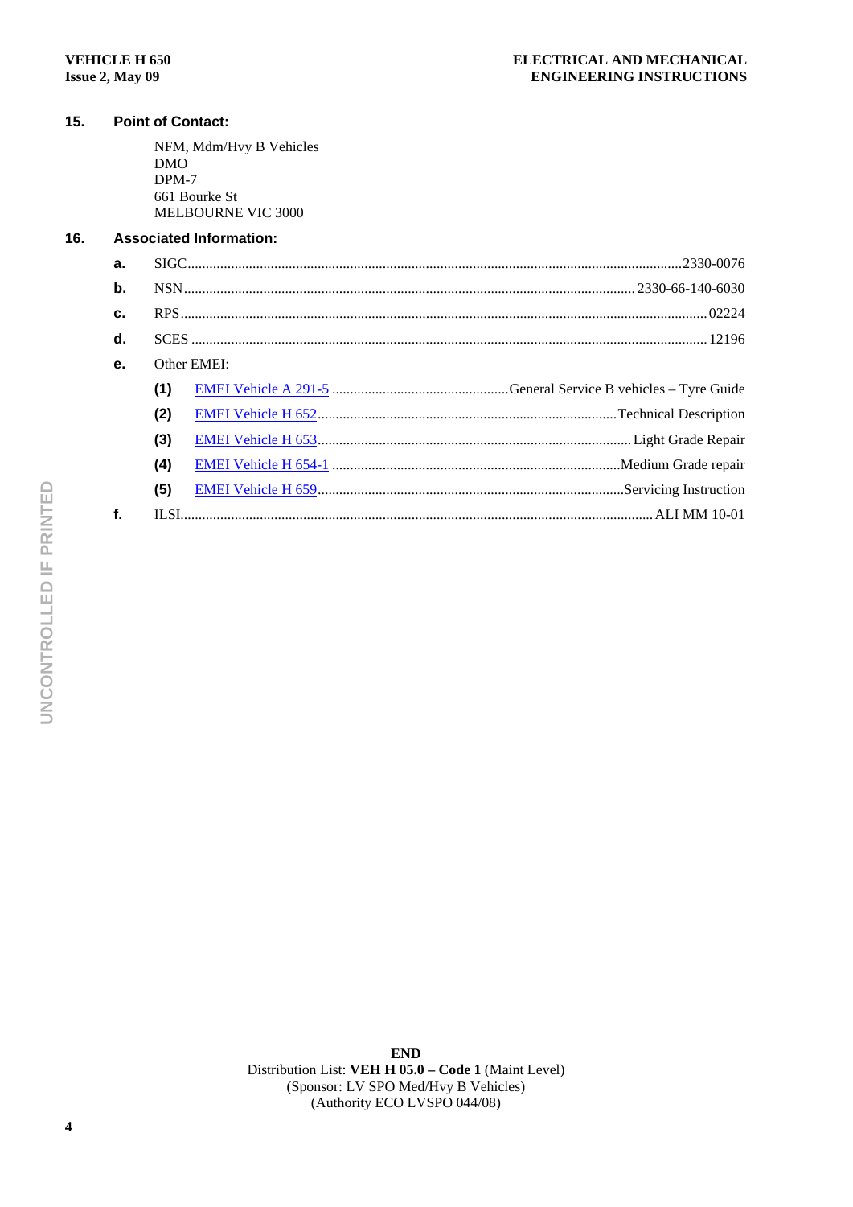## 15. Point of Contact:

NFM, Mdm/Hvy B Vehicles
DMO
DPM-7
661 Bourke St
MELBOURNE VIC 3000

## 16. Associated Information:

**a.** SIGC........................................................................................................................2330-0076

**b.** NSN............................................................................................................2330-66-140-6030

**c.** RPS.................................................................................................................................02224

**d.** SCES ..............................................................................................................................12196

**e.** Other EMEI:

- **(1)** EMEI Vehicle A 291-5 ....................................General Service B vehicles – Tyre Guide
- **(2)** EMEI Vehicle H 652...........................................................................Technical Description
- **(3)** EMEI Vehicle H 653...........................................................................Light Grade Repair
- **(4)** EMEI Vehicle H 654-1 ......................................................................Medium Grade repair
- **(5)** EMEI Vehicle H 659.........................................................................Servicing Instruction

**f.** ILSI..................................................................................................................ALI MM 10-01

**END**

Distribution List: **VEH H 05.0 – Code 1** (Maint Level)
(Sponsor: LV SPO Med/Hvy B Vehicles)
(Authority ECO LVSPO 044/08)